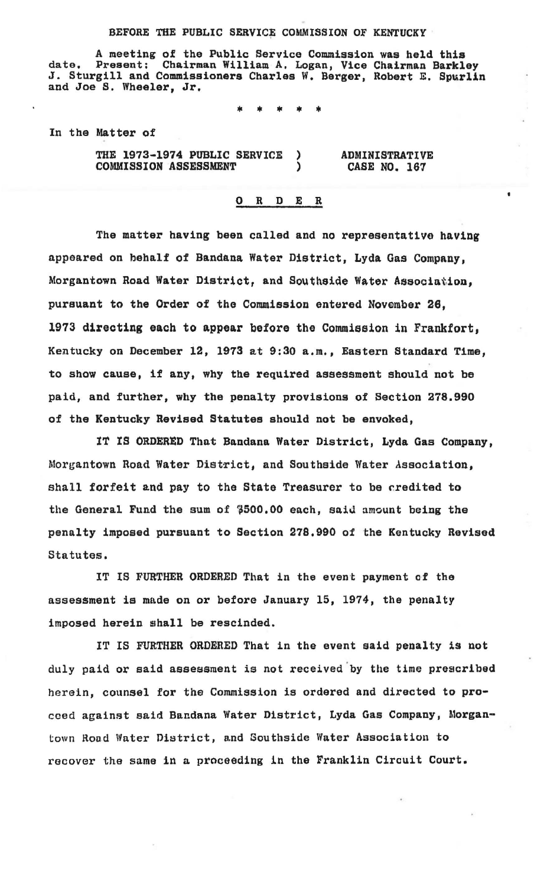BEFORE THE PUBLIC SERVICE COMMISSION OF KENTUCKY

A meeting of the Public Service Commission was held this date. Present: Chairman William A. Logan, Vice Chairman Barkley J. Sturgill and Commissioners Charles W. Berger, Robert E. Spurlin and Joe S. Wheeler, Jr.

\* \* \* \* \*

In the Matter of

| | |
|---|---|
| THE 1973-1974 PUBLIC SERVICE COMMISSION ASSESSMENT ) | ADMINISTRATIVE CASE NO. 167 |

## O R D E R

The matter having been called and no representative having appeared on behalf of Bandana Water District, Lyda Gas Company, Morgantown Road Water District, and Southside Water Association, pursuant to the Order of the Commission entered November 26, 1973 directing each to appear before the Commission in Frankfort, Kentucky on December 12, 1973 at 9:30 a.m., Eastern Standard Time, to show cause, if any, why the required assessment should not be paid, and further, why the penalty provisions of Section 278.990 of the Kentucky Revised Statutes should not be envoked,

IT IS ORDERED That Bandana Water District, Lyda Gas Company, Morgantown Road Water District, and Southside Water Association, shall forfeit and pay to the State Treasurer to be credited to the General Fund the sum of $500.00 each, said amount being the penalty imposed pursuant to Section 278.990 of the Kentucky Revised Statutes.

IT IS FURTHER ORDERED That in the event payment of the assessment is made on or before January 15, 1974, the penalty imposed herein shall be rescinded.

IT IS FURTHER ORDERED That in the event said penalty is not duly paid or said assessment is not received by the time prescribed herein, counsel for the Commission is ordered and directed to proceed against said Bandana Water District, Lyda Gas Company, Morgantown Road Water District, and Southside Water Association to recover the same in a proceeding in the Franklin Circuit Court.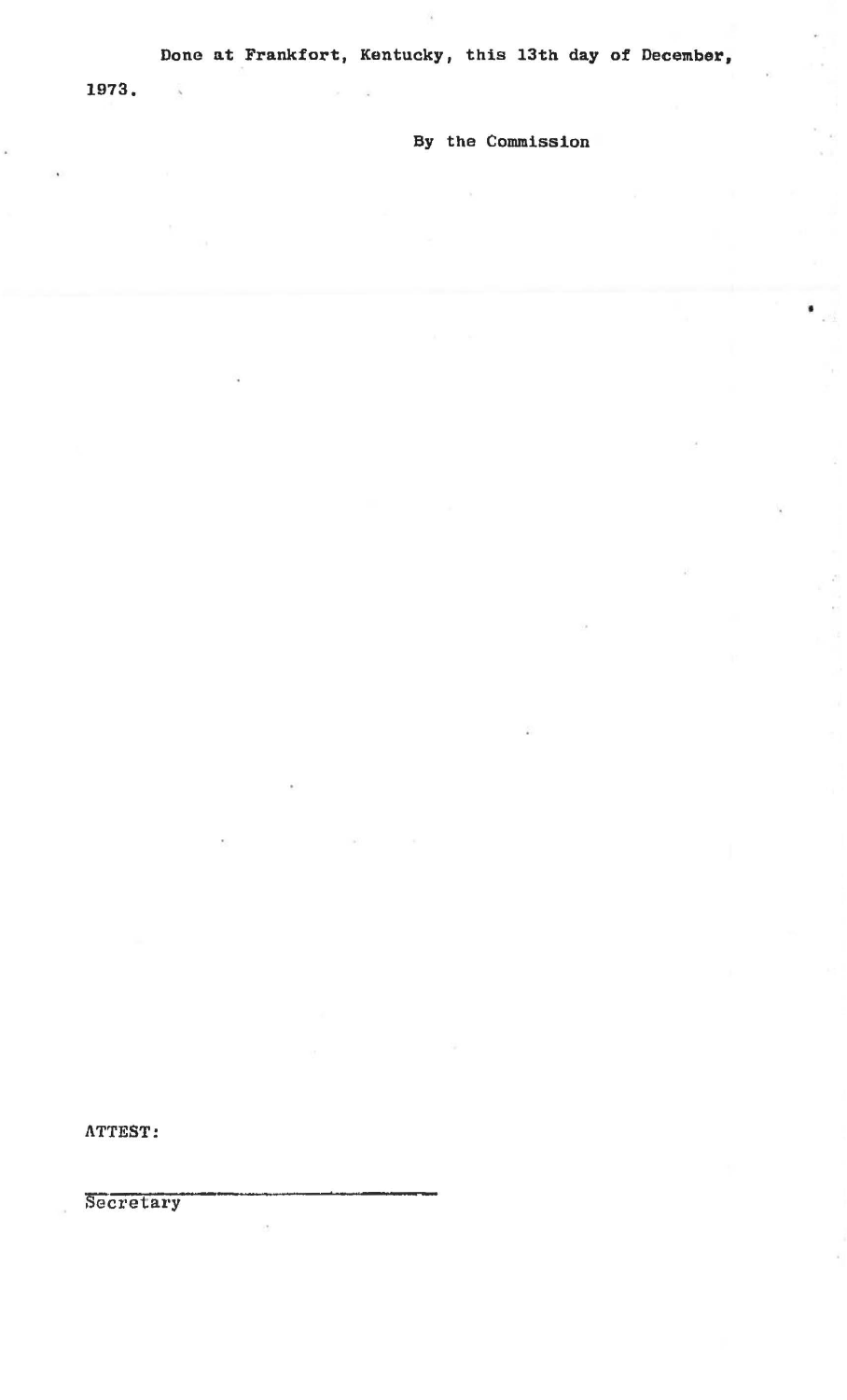Done at Frankfort, Kentucky, this 13th day of December, 1973.

By the Commission

ATTEST:

Secretary